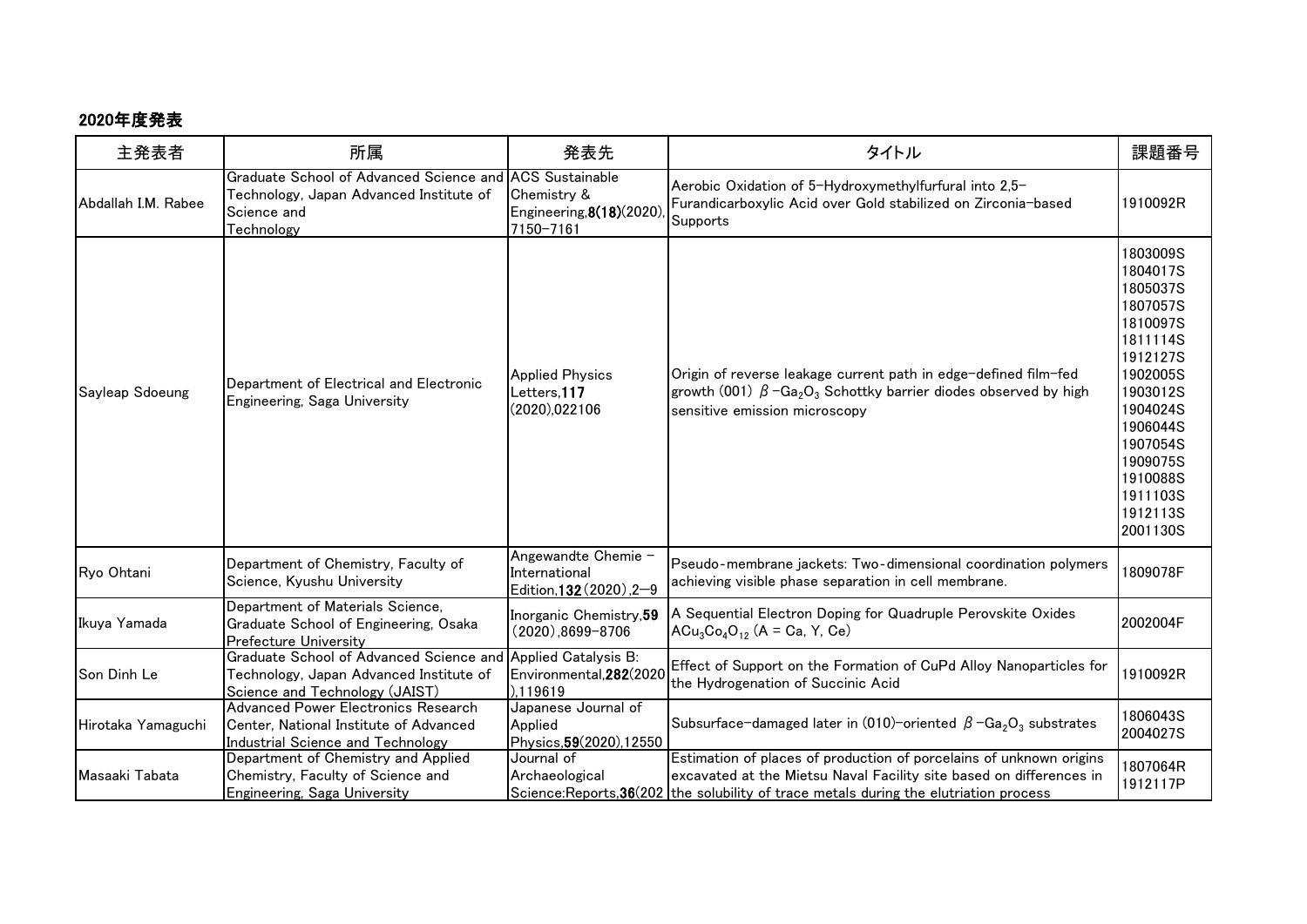## 2020年度発表

| 主発表者 | 所属 | 発表先 | タイトル | 課題番号 |
| --- | --- | --- | --- | --- |
| Abdallah I.M. Rabee | Graduate School of Advanced Science and Technology, Japan Advanced Institute of Science and Technology | ACS Sustainable Chemistry & Engineering,**8(18)**(2020),7150-7161 | Aerobic Oxidation of 5-Hydroxymethylfurfural into 2,5-Furandicarboxylic Acid over Gold stabilized on Zirconia-based Supports | 1910092R |
| Sayleap Sdoeung | Department of Electrical and Electronic Engineering, Saga University | Applied Physics Letters,**117**(2020),022106 | Origin of reverse leakage current path in edge-defined film-fed growth (001) $\beta$-$Ga_2O_3$ Schottky barrier diodes observed by high sensitive emission microscopy | 1803009S 1804017S 1805037S 1807057S 1810097S 1811114S 1912127S 1902005S 1903012S 1904024S 1906044S 1907054S 1909075S 1910088S 1911103S 1912113S 2001130S |
| Ryo Ohtani | Department of Chemistry, Faculty of Science, Kyushu University | Angewandte Chemie - International Edition,**132**(2020),2-9 | Pseudo-membrane jackets: Two-dimensional coordination polymers achieving visible phase separation in cell membrane. | 1809078F |
| Ikuya Yamada | Department of Materials Science, Graduate School of Engineering, Osaka Prefecture University | Inorganic Chemistry,**59**(2020),8699-8706 | A Sequential Electron Doping for Quadruple Perovskite Oxides $ACu_3Co_4O_{12}$ (A = Ca, Y, Ce) | 2002004F |
| Son Dinh Le | Graduate School of Advanced Science and Technology, Japan Advanced Institute of Science and Technology (JAIST) | Applied Catalysis B: Environmental,**282**(2020),119619 | Effect of Support on the Formation of CuPd Alloy Nanoparticles for the Hydrogenation of Succinic Acid | 1910092R |
| Hirotaka Yamaguchi | Advanced Power Electronics Research Center, National Institute of Advanced Industrial Science and Technology | Japanese Journal of Applied Physics,**59**(2020),12550 | Subsurface-damaged later in (010)-oriented $\beta$-$Ga_2O_3$ substrates | 1806043S 2004027S |
| Masaaki Tabata | Department of Chemistry and Applied Chemistry, Faculty of Science and Engineering, Saga University | Journal of Archaeological Science:Reports,**36**(202 | Estimation of places of production of porcelains of unknown origins excavated at the Mietsu Naval Facility site based on differences in the solubility of trace metals during the elutriation process | 1807064R 1912117P |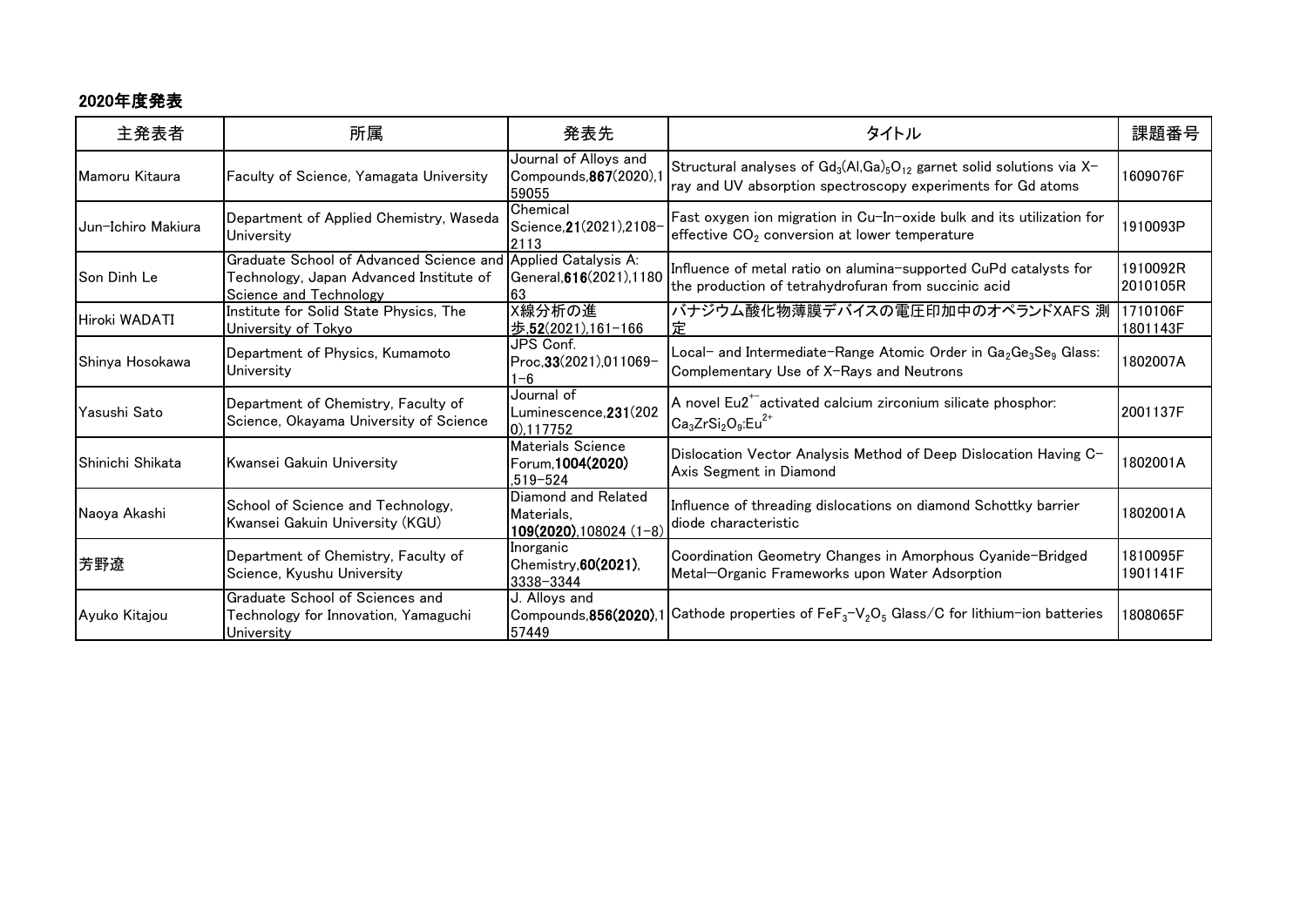## 2020年度発表

| 主発表者 | 所属 | 発表先 | タイトル | 課題番号 |
|---|---|---|---|---|
| Mamoru Kitaura | Faculty of Science, Yamagata University | Journal of Alloys and Compounds,**867**(2020),159055 | Structural analyses of $Gd_3(Al,Ga)_5O_{12}$ garnet solid solutions via X-ray and UV absorption spectroscopy experiments for Gd atoms | 1609076F |
| Jun-Ichiro Makiura | Department of Applied Chemistry, Waseda University | Chemical Science,**21**(2021),2108-2113 | Fast oxygen ion migration in Cu-In-oxide bulk and its utilization for effective $CO_2$ conversion at lower temperature | 1910093P |
| Son Dinh Le | Graduate School of Advanced Science and Technology, Japan Advanced Institute of Science and Technology | Applied Catalysis A: General,**616**(2021),118063 | Influence of metal ratio on alumina-supported CuPd catalysts for the production of tetrahydrofuran from succinic acid | 1910092R 2010105R |
| Hiroki WADATI | Institute for Solid State Physics, The University of Tokyo | X線分析の進歩,**52**(2021),161-166 | バナジウム酸化物薄膜デバイスの電圧印加中のオペランドXAFS 測定 | 1710106F 1801143F |
| Shinya Hosokawa | Department of Physics, Kumamoto University | JPS Conf. Proc,**33**(2021),011069-1-6 | Local- and Intermediate-Range Atomic Order in $Ga_2Ge_3Se_9$ Glass: Complementary Use of X-Rays and Neutrons | 1802007A |
| Yasushi Sato | Department of Chemistry, Faculty of Science, Okayama University of Science | Journal of Luminescence,**231**(2020),117752 | A novel $Eu2^{+}$ activated calcium zirconium silicate phosphor: $Ca_3ZrSi_2O_9$:$Eu^{2+}$ | 2001137F |
| Shinichi Shikata | Kwansei Gakuin University | Materials Science Forum,**1004(2020)**,519-524 | Dislocation Vector Analysis Method of Deep Dislocation Having C-Axis Segment in Diamond | 1802001A |
| Naoya Akashi | School of Science and Technology, Kwansei Gakuin University (KGU) | Diamond and Related Materials, **109(2020)**,108024 (1-8) | Influence of threading dislocations on diamond Schottky barrier diode characteristic | 1802001A |
| 芳野遼 | Department of Chemistry, Faculty of Science, Kyushu University | Inorganic Chemistry,**60(2021)**, 3338-3344 | Coordination Geometry Changes in Amorphous Cyanide-Bridged Metal–Organic Frameworks upon Water Adsorption | 1810095F 1901141F |
| Ayuko Kitajou | Graduate School of Sciences and Technology for Innovation, Yamaguchi University | J. Alloys and Compounds,**856(2020)**,157449 | Cathode properties of $FeF_3$-$V_2O_5$ Glass/C for lithium-ion batteries | 1808065F |